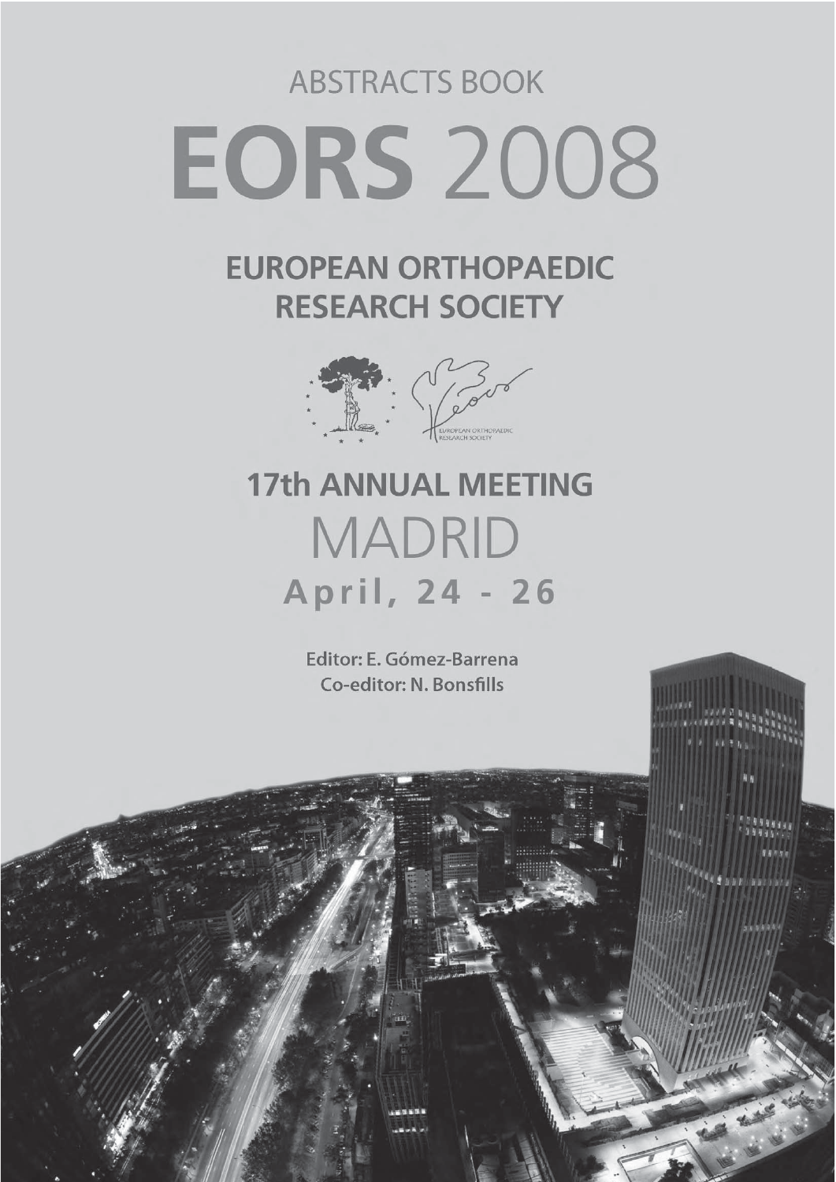ABSTRACTS BOOK

# EORS 2008

## EUROPEAN ORTHOPAEDIC RESEARCH SOCIETY

EUROPEAN ORTHOPAEDIC RESEARCH SOCIETY

## 17th ANNUAL MEETING

# MADRID

## April, 24 - 26

Editor: E. Gómez-Barrena

Co-editor: N. Bonsfills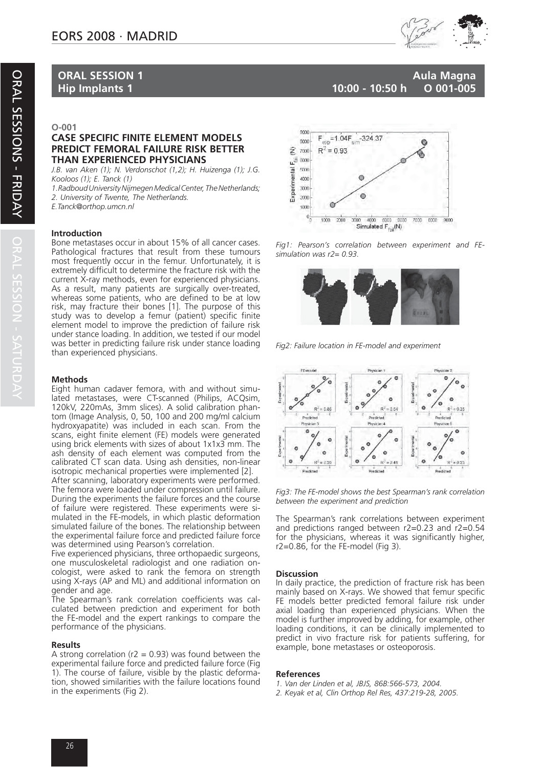## ORAL SESSION 1 — Hip Implants 1

Aula Magna — 10:00 - 10:50 h — O 001-005

**O-001**

### CASE SPECIFIC FINITE ELEMENT MODELS PREDICT FEMORAL FAILURE RISK BETTER THAN EXPERIENCED PHYSICIANS

*J.B. van Aken (1); N. Verdonschot (1,2); H. Huizenga (1); J.G. Kooloos (1); E. Tanck (1)*

*1. Radboud University Nijmegen Medical Center, The Netherlands; 2. University of Twente, The Netherlands.*

*E.Tanck@orthop.umcn.nl*

#### Introduction

Bone metastases occur in about 15% of all cancer cases. Pathological fractures that result from these tumours most frequently occur in the femur. Unfortunately, it is extremely difficult to determine the fracture risk with the current X-ray methods, even for experienced physicians. As a result, many patients are surgically over-treated, whereas some patients, who are defined to be at low risk, may fracture their bones [1]. The purpose of this study was to develop a femur (patient) specific finite element model to improve the prediction of failure risk under stance loading. In addition, we tested if our model was better in predicting failure risk under stance loading than experienced physicians.

#### Methods

Eight human cadaver femora, with and without simulated metastases, were CT-scanned (Philips, ACQsim, 120kV, 220mAs, 3mm slices). A solid calibration phantom (Image Analysis, 0, 50, 100 and 200 mg/ml calcium hydroxyapatite) was included in each scan. From the scans, eight finite element (FE) models were generated using brick elements with sizes of about 1x1x3 mm. The ash density of each element was computed from the calibrated CT scan data. Using ash densities, non-linear isotropic mechanical properties were implemented [2].

After scanning, laboratory experiments were performed. The femora were loaded under compression until failure. During the experiments the failure forces and the course of failure were registered. These experiments were simulated in the FE-models, in which plastic deformation simulated failure of the bones. The relationship between the experimental failure force and predicted failure force was determined using Pearson's correlation.

Five experienced physicians, three orthopaedic surgeons, one musculoskeletal radiologist and one radiation oncologist, were asked to rank the femora on strength using X-rays (AP and ML) and additional information on gender and age.

The Spearman's rank correlation coefficients was calculated between prediction and experiment for both the FE-model and the expert rankings to compare the performance of the physicians.

#### Results

A strong correlation ($r2 = 0.93$) was found between the experimental failure force and predicted failure force (Fig 1). The course of failure, visible by the plastic deformation, showed similarities with the failure locations found in the experiments (Fig 2).

$F_{exp} = 1.04 F_{sim} - 324.37$

$R^2 = 0.93$

Experimental $F_{fail}$ (N)

Simulated $F_{fail}$ (N)

*Fig1: Pearson's correlation between experiment and FE-simulation was r2= 0.93.*

*Fig2: Failure location in FE-model and experiment*

FE-model — $R^2 = 0.86$

Physician 1 — $R^2 = 0.54$

Physician 2 — $R^2 = 0.35$

Physician 3 — $R^2 = 0.20$

Physician 4 — $R^2 = 0.41$

Physician 5 — $R^2 = 0.23$

Experimental

Predicted

*Fig3: The FE-model shows the best Spearman's rank correlation between the experiment and prediction*

The Spearman's rank correlations between experiment and predictions ranged between r2=0.23 and r2=0.54 for the physicians, whereas it was significantly higher, r2=0.86, for the FE-model (Fig 3).

#### Discussion

In daily practice, the prediction of fracture risk has been mainly based on X-rays. We showed that femur specific FE models better predicted femoral failure risk under axial loading than experienced physicians. When the model is further improved by adding, for example, other loading conditions, it can be clinically implemented to predict in vivo fracture risk for patients suffering, for example, bone metastases or osteoporosis.

#### References

1. *Van der Linden et al, JBJS, 86B:566-573, 2004.*
2. *Keyak et al, Clin Orthop Rel Res, 437:219-28, 2005.*